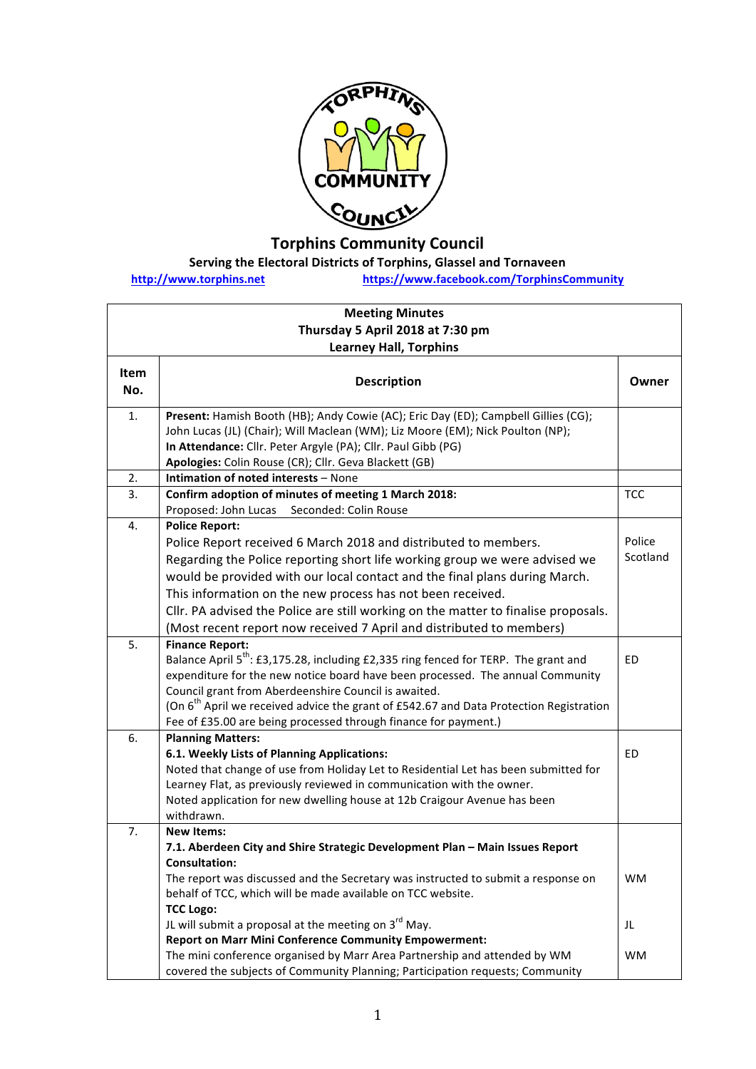# Torphins Community Council

**Serving the Electoral Districts of Torphins, Glassel and Tornaveen**

http://www.torphins.net https://www.facebook.com/TorphinsCommunity

**Meeting Minutes**
**Thursday 5 April 2018 at 7:30 pm**
**Learney Hall, Torphins**

| Item No. | Description | Owner |
|---|---|---|
| 1. | **Present:** Hamish Booth (HB); Andy Cowie (AC); Eric Day (ED); Campbell Gillies (CG); John Lucas (JL) (Chair); Will Maclean (WM); Liz Moore (EM); Nick Poulton (NP);<br>**In Attendance:** Cllr. Peter Argyle (PA); Cllr. Paul Gibb (PG)<br>**Apologies:** Colin Rouse (CR); Cllr. Geva Blackett (GB) | |
| 2. | **Intimation of noted interests** – None | |
| 3. | **Confirm adoption of minutes of meeting 1 March 2018:**<br>Proposed: John Lucas Seconded: Colin Rouse | TCC |
| 4. | **Police Report:**<br>Police Report received 6 March 2018 and distributed to members.<br>Regarding the Police reporting short life working group we were advised we would be provided with our local contact and the final plans during March. This information on the new process has not been received.<br>Cllr. PA advised the Police are still working on the matter to finalise proposals.<br>(Most recent report now received 7 April and distributed to members) | Police Scotland |
| 5. | **Finance Report:**<br>Balance April 5th: £3,175.28, including £2,335 ring fenced for TERP. The grant and expenditure for the new notice board have been processed. The annual Community Council grant from Aberdeenshire Council is awaited.<br>(On 6th April we received advice the grant of £542.67 and Data Protection Registration Fee of £35.00 are being processed through finance for payment.) | ED |
| 6. | **Planning Matters:**<br>**6.1. Weekly Lists of Planning Applications:**<br>Noted that change of use from Holiday Let to Residential Let has been submitted for Learney Flat, as previously reviewed in communication with the owner.<br>Noted application for new dwelling house at 12b Craigour Avenue has been withdrawn. | ED |
| 7. | **New Items:**<br>**7.1. Aberdeen City and Shire Strategic Development Plan – Main Issues Report Consultation:**<br>The report was discussed and the Secretary was instructed to submit a response on behalf of TCC, which will be made available on TCC website.<br>**TCC Logo:**<br>JL will submit a proposal at the meeting on 3rd May.<br>**Report on Marr Mini Conference Community Empowerment:**<br>The mini conference organised by Marr Area Partnership and attended by WM covered the subjects of Community Planning; Participation requests; Community | WM<br><br>JL<br><br>WM |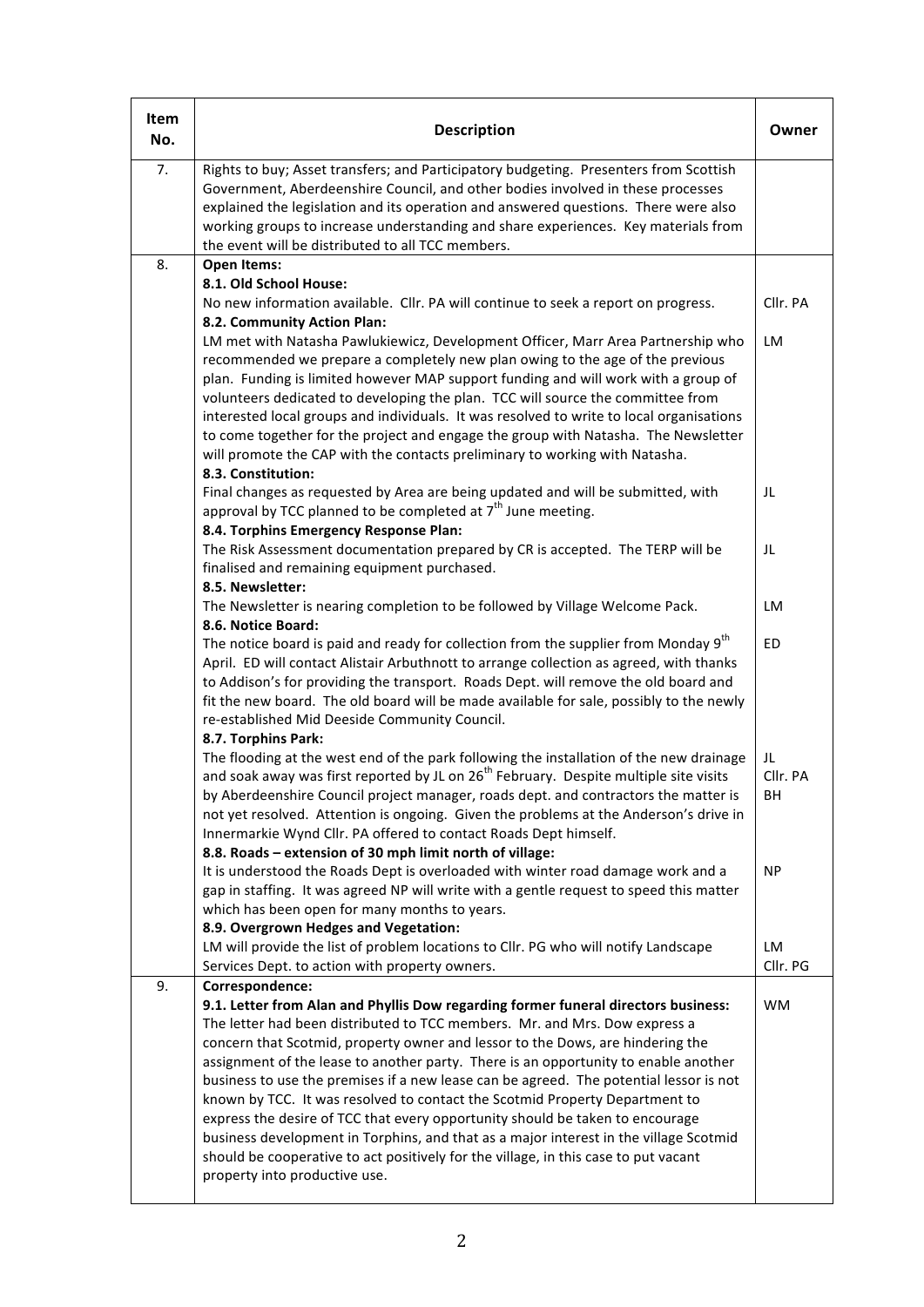| Item No. | Description | Owner |
|---|---|---|
| 7. | Rights to buy; Asset transfers; and Participatory budgeting. Presenters from Scottish Government, Aberdeenshire Council, and other bodies involved in these processes explained the legislation and its operation and answered questions. There were also working groups to increase understanding and share experiences. Key materials from the event will be distributed to all TCC members. | |
| 8. | **Open Items:** | |
| | **8.1. Old School House:** No new information available. Cllr. PA will continue to seek a report on progress. | Cllr. PA |
| | **8.2. Community Action Plan:** LM met with Natasha Pawlukiewicz, Development Officer, Marr Area Partnership who recommended we prepare a completely new plan owing to the age of the previous plan. Funding is limited however MAP support funding and will work with a group of volunteers dedicated to developing the plan. TCC will source the committee from interested local groups and individuals. It was resolved to write to local organisations to come together for the project and engage the group with Natasha. The Newsletter will promote the CAP with the contacts preliminary to working with Natasha. | LM |
| | **8.3. Constitution:** Final changes as requested by Area are being updated and will be submitted, with approval by TCC planned to be completed at 7th June meeting. | JL |
| | **8.4. Torphins Emergency Response Plan:** The Risk Assessment documentation prepared by CR is accepted. The TERP will be finalised and remaining equipment purchased. | JL |
| | **8.5. Newsletter:** The Newsletter is nearing completion to be followed by Village Welcome Pack. | LM |
| | **8.6. Notice Board:** The notice board is paid and ready for collection from the supplier from Monday 9th April. ED will contact Alistair Arbuthnott to arrange collection as agreed, with thanks to Addison's for providing the transport. Roads Dept. will remove the old board and fit the new board. The old board will be made available for sale, possibly to the newly re-established Mid Deeside Community Council. | ED |
| | **8.7. Torphins Park:** The flooding at the west end of the park following the installation of the new drainage and soak away was first reported by JL on 26th February. Despite multiple site visits by Aberdeenshire Council project manager, roads dept. and contractors the matter is not yet resolved. Attention is ongoing. Given the problems at the Anderson's drive in Innermarkie Wynd Cllr. PA offered to contact Roads Dept himself. | JL<br>Cllr. PA<br>BH |
| | **8.8. Roads – extension of 30 mph limit north of village:** It is understood the Roads Dept is overloaded with winter road damage work and a gap in staffing. It was agreed NP will write with a gentle request to speed this matter which has been open for many months to years. | NP |
| | **8.9. Overgrown Hedges and Vegetation:** LM will provide the list of problem locations to Cllr. PG who will notify Landscape Services Dept. to action with property owners. | LM<br>Cllr. PG |
| 9. | **Correspondence:** | |
| | **9.1. Letter from Alan and Phyllis Dow regarding former funeral directors business:** The letter had been distributed to TCC members. Mr. and Mrs. Dow express a concern that Scotmid, property owner and lessor to the Dows, are hindering the assignment of the lease to another party. There is an opportunity to enable another business to use the premises if a new lease can be agreed. The potential lessor is not known by TCC. It was resolved to contact the Scotmid Property Department to express the desire of TCC that every opportunity should be taken to encourage business development in Torphins, and that as a major interest in the village Scotmid should be cooperative to act positively for the village, in this case to put vacant property into productive use. | WM |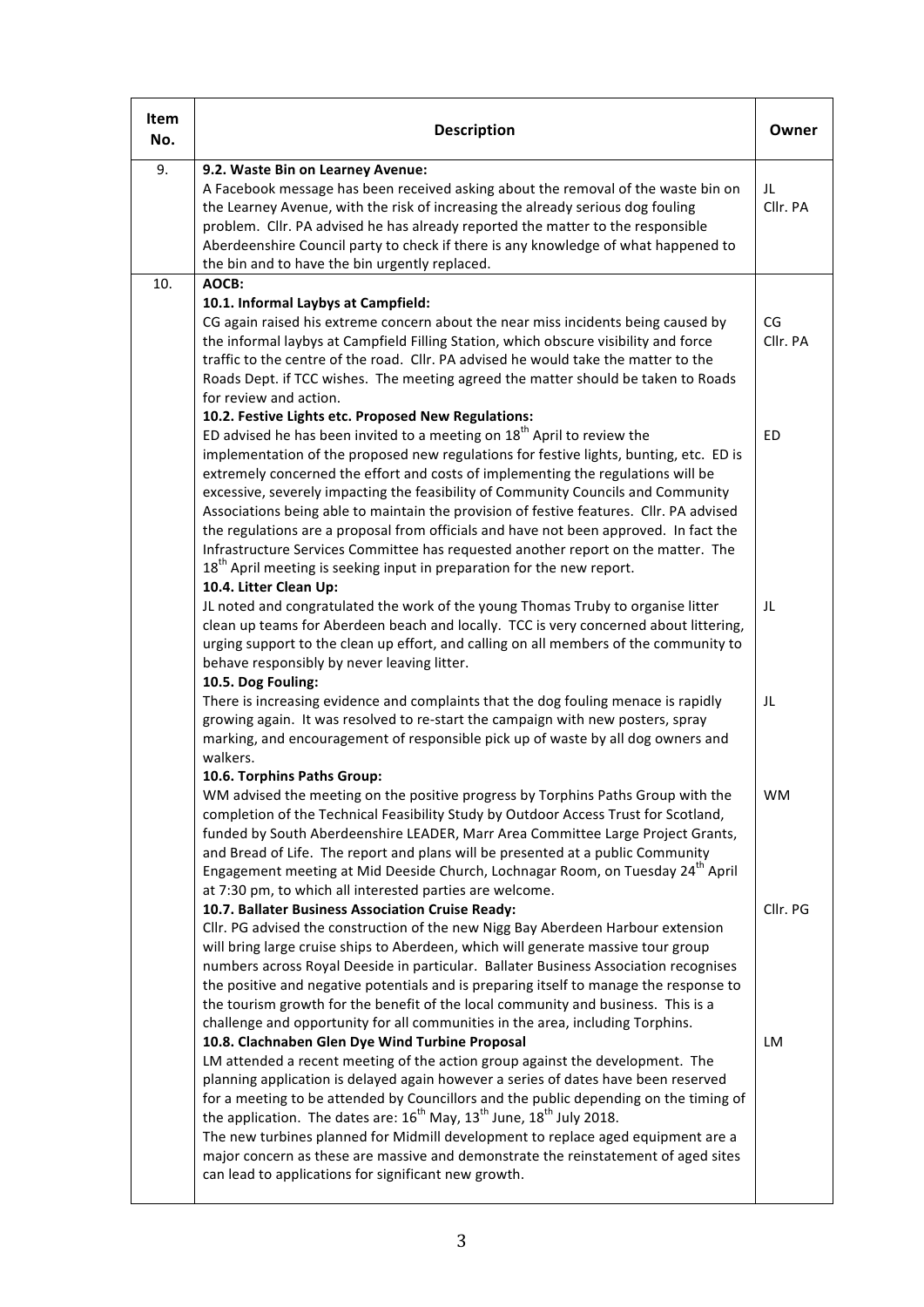| Item No. | Description | Owner |
| --- | --- | --- |
| 9. | **9.2. Waste Bin on Learney Avenue:**<br>A Facebook message has been received asking about the removal of the waste bin on the Learney Avenue, with the risk of increasing the already serious dog fouling problem. Cllr. PA advised he has already reported the matter to the responsible Aberdeenshire Council party to check if there is any knowledge of what happened to the bin and to have the bin urgently replaced. | JL<br>Cllr. PA |
| 10. | **AOCB:**<br>**10.1. Informal Laybys at Campfield:**<br>CG again raised his extreme concern about the near miss incidents being caused by the informal laybys at Campfield Filling Station, which obscure visibility and force traffic to the centre of the road. Cllr. PA advised he would take the matter to the Roads Dept. if TCC wishes. The meeting agreed the matter should be taken to Roads for review and action.<br>**10.2. Festive Lights etc. Proposed New Regulations:**<br>ED advised he has been invited to a meeting on 18th April to review the implementation of the proposed new regulations for festive lights, bunting, etc. ED is extremely concerned the effort and costs of implementing the regulations will be excessive, severely impacting the feasibility of Community Councils and Community Associations being able to maintain the provision of festive features. Cllr. PA advised the regulations are a proposal from officials and have not been approved. In fact the Infrastructure Services Committee has requested another report on the matter. The 18th April meeting is seeking input in preparation for the new report.<br>**10.4. Litter Clean Up:**<br>JL noted and congratulated the work of the young Thomas Truby to organise litter clean up teams for Aberdeen beach and locally. TCC is very concerned about littering, urging support to the clean up effort, and calling on all members of the community to behave responsibly by never leaving litter.<br>**10.5. Dog Fouling:**<br>There is increasing evidence and complaints that the dog fouling menace is rapidly growing again. It was resolved to re-start the campaign with new posters, spray marking, and encouragement of responsible pick up of waste by all dog owners and walkers.<br>**10.6. Torphins Paths Group:**<br>WM advised the meeting on the positive progress by Torphins Paths Group with the completion of the Technical Feasibility Study by Outdoor Access Trust for Scotland, funded by South Aberdeenshire LEADER, Marr Area Committee Large Project Grants, and Bread of Life. The report and plans will be presented at a public Community Engagement meeting at Mid Deeside Church, Lochnagar Room, on Tuesday 24th April at 7:30 pm, to which all interested parties are welcome.<br>**10.7. Ballater Business Association Cruise Ready:**<br>Cllr. PG advised the construction of the new Nigg Bay Aberdeen Harbour extension will bring large cruise ships to Aberdeen, which will generate massive tour group numbers across Royal Deeside in particular. Ballater Business Association recognises the positive and negative potentials and is preparing itself to manage the response to the tourism growth for the benefit of the local community and business. This is a challenge and opportunity for all communities in the area, including Torphins.<br>**10.8. Clachnaben Glen Dye Wind Turbine Proposal**<br>LM attended a recent meeting of the action group against the development. The planning application is delayed again however a series of dates have been reserved for a meeting to be attended by Councillors and the public depending on the timing of the application. The dates are: 16th May, 13th June, 18th July 2018.<br>The new turbines planned for Midmill development to replace aged equipment are a major concern as these are massive and demonstrate the reinstatement of aged sites can lead to applications for significant new growth. | CG<br>Cllr. PA<br><br>ED<br><br>JL<br><br>JL<br><br>WM<br><br>Cllr. PG<br><br>LM |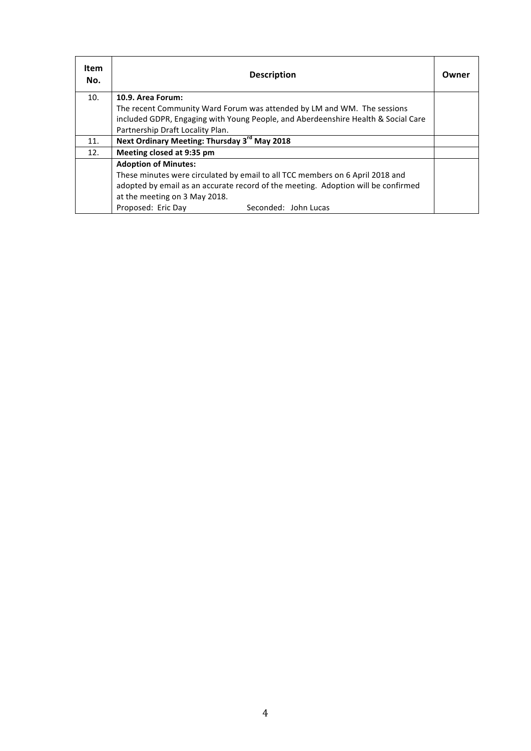| Item No. | Description | Owner |
|---|---|---|
| 10. | **10.9. Area Forum:** The recent Community Ward Forum was attended by LM and WM. The sessions included GDPR, Engaging with Young People, and Aberdeenshire Health & Social Care Partnership Draft Locality Plan. | |
| 11. | **Next Ordinary Meeting: Thursday 3rd May 2018** | |
| 12. | **Meeting closed at 9:35 pm** | |
| | **Adoption of Minutes:** These minutes were circulated by email to all TCC members on 6 April 2018 and adopted by email as an accurate record of the meeting. Adoption will be confirmed at the meeting on 3 May 2018. Proposed: Eric Day Seconded: John Lucas | |